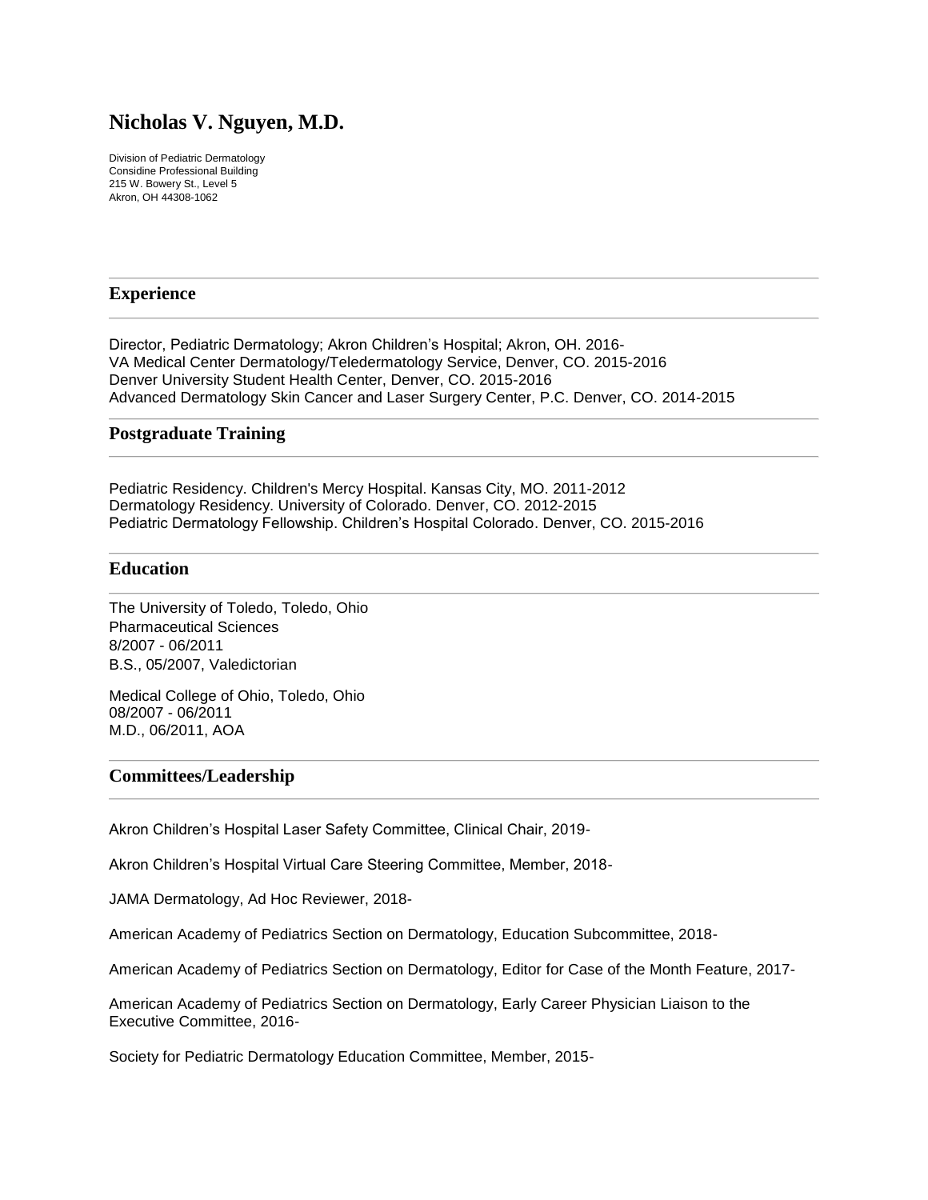# Nicholas V. Nguyen, M.D.

Division of Pediatric Dermatology
Considine Professional Building
215 W. Bowery St., Level 5
Akron, OH 44308-1062

## Experience

Director, Pediatric Dermatology; Akron Children's Hospital; Akron, OH. 2016-
VA Medical Center Dermatology/Teledermatology Service, Denver, CO. 2015-2016
Denver University Student Health Center, Denver, CO. 2015-2016
Advanced Dermatology Skin Cancer and Laser Surgery Center, P.C. Denver, CO. 2014-2015

## Postgraduate Training

Pediatric Residency. Children's Mercy Hospital. Kansas City, MO. 2011-2012
Dermatology Residency. University of Colorado. Denver, CO. 2012-2015
Pediatric Dermatology Fellowship. Children's Hospital Colorado. Denver, CO. 2015-2016

## Education

The University of Toledo, Toledo, Ohio
Pharmaceutical Sciences
8/2007 - 06/2011
B.S., 05/2007, Valedictorian

Medical College of Ohio, Toledo, Ohio
08/2007 - 06/2011
M.D., 06/2011, AOA

## Committees/Leadership

Akron Children's Hospital Laser Safety Committee, Clinical Chair, 2019-

Akron Children's Hospital Virtual Care Steering Committee, Member, 2018-

JAMA Dermatology, Ad Hoc Reviewer, 2018-

American Academy of Pediatrics Section on Dermatology, Education Subcommittee, 2018-

American Academy of Pediatrics Section on Dermatology, Editor for Case of the Month Feature, 2017-

American Academy of Pediatrics Section on Dermatology, Early Career Physician Liaison to the Executive Committee, 2016-

Society for Pediatric Dermatology Education Committee, Member, 2015-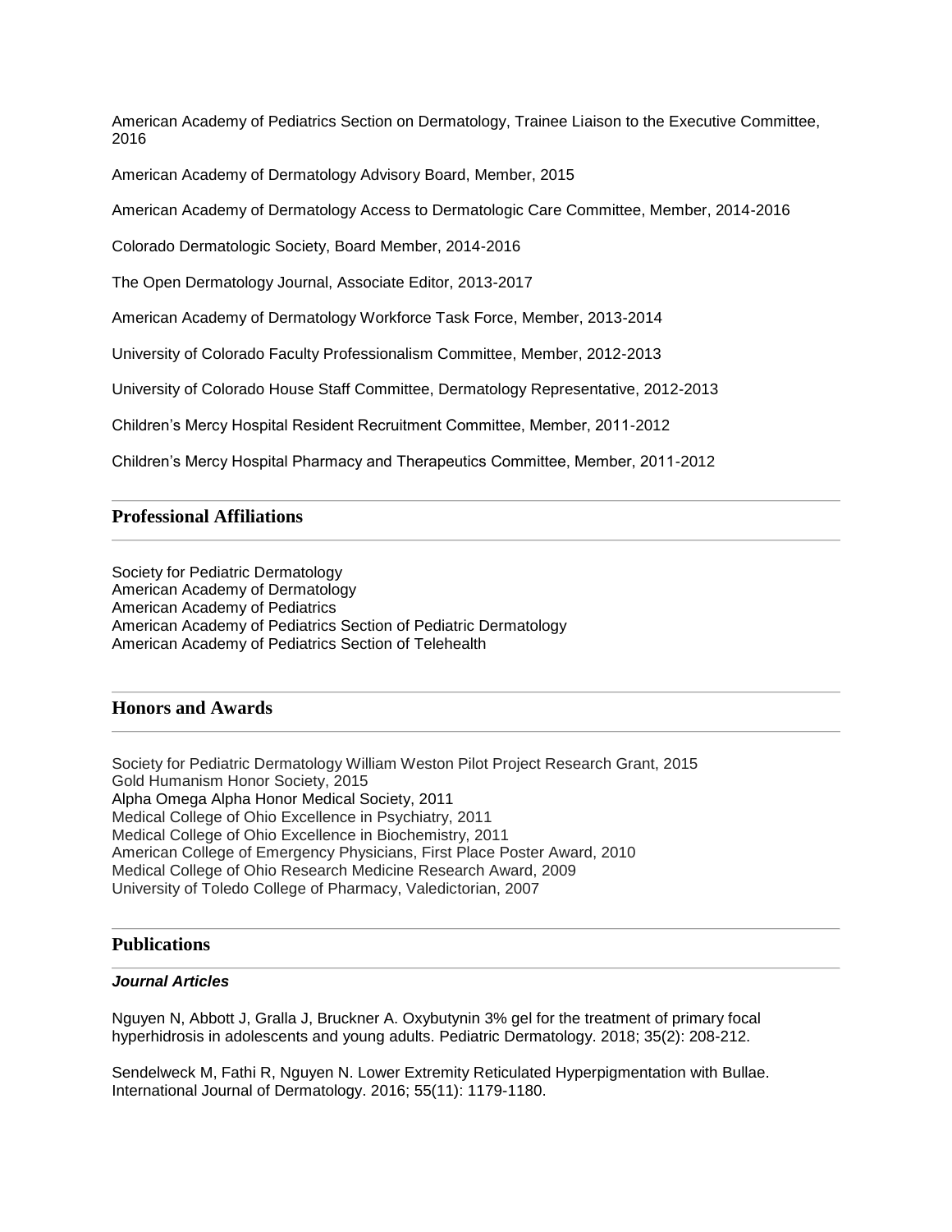American Academy of Pediatrics Section on Dermatology, Trainee Liaison to the Executive Committee, 2016

American Academy of Dermatology Advisory Board, Member, 2015

American Academy of Dermatology Access to Dermatologic Care Committee, Member, 2014-2016

Colorado Dermatologic Society, Board Member, 2014-2016

The Open Dermatology Journal, Associate Editor, 2013-2017

American Academy of Dermatology Workforce Task Force, Member, 2013-2014

University of Colorado Faculty Professionalism Committee, Member, 2012-2013

University of Colorado House Staff Committee, Dermatology Representative, 2012-2013

Children's Mercy Hospital Resident Recruitment Committee, Member, 2011-2012

Children's Mercy Hospital Pharmacy and Therapeutics Committee, Member, 2011-2012

## Professional Affiliations

Society for Pediatric Dermatology
American Academy of Dermatology
American Academy of Pediatrics
American Academy of Pediatrics Section of Pediatric Dermatology
American Academy of Pediatrics Section of Telehealth

## Honors and Awards

Society for Pediatric Dermatology William Weston Pilot Project Research Grant, 2015
Gold Humanism Honor Society, 2015
Alpha Omega Alpha Honor Medical Society, 2011
Medical College of Ohio Excellence in Psychiatry, 2011
Medical College of Ohio Excellence in Biochemistry, 2011
American College of Emergency Physicians, First Place Poster Award, 2010
Medical College of Ohio Research Medicine Research Award, 2009
University of Toledo College of Pharmacy, Valedictorian, 2007

## Publications

### *Journal Articles*

Nguyen N, Abbott J, Gralla J, Bruckner A. Oxybutynin 3% gel for the treatment of primary focal hyperhidrosis in adolescents and young adults. Pediatric Dermatology. 2018; 35(2): 208-212.

Sendelweck M, Fathi R, Nguyen N. Lower Extremity Reticulated Hyperpigmentation with Bullae. International Journal of Dermatology. 2016; 55(11): 1179-1180.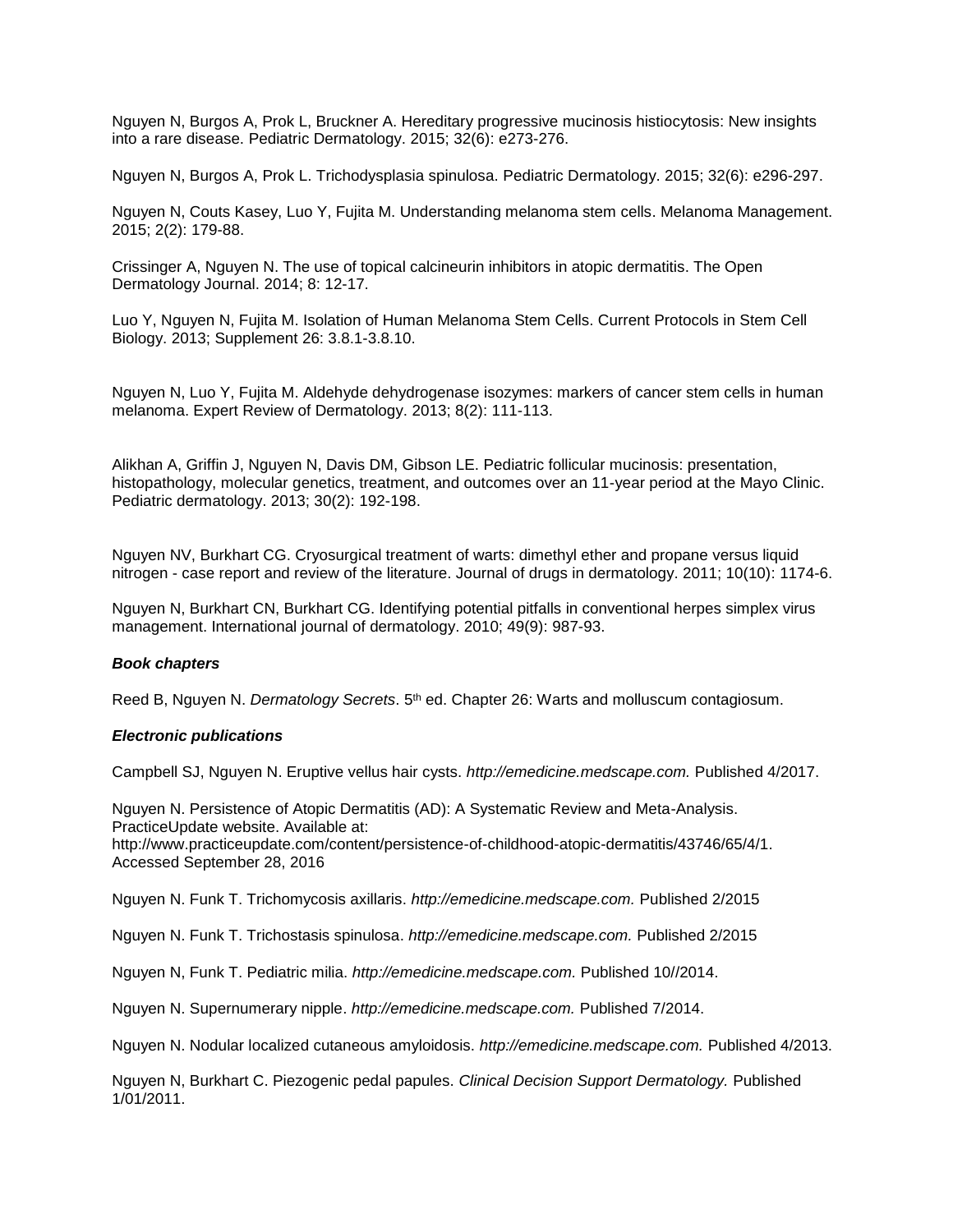Nguyen N, Burgos A, Prok L, Bruckner A. Hereditary progressive mucinosis histiocytosis: New insights into a rare disease. Pediatric Dermatology. 2015; 32(6): e273-276.

Nguyen N, Burgos A, Prok L. Trichodysplasia spinulosa. Pediatric Dermatology. 2015; 32(6): e296-297.

Nguyen N, Couts Kasey, Luo Y, Fujita M. Understanding melanoma stem cells. Melanoma Management. 2015; 2(2): 179-88.

Crissinger A, Nguyen N. The use of topical calcineurin inhibitors in atopic dermatitis. The Open Dermatology Journal. 2014; 8: 12-17.

Luo Y, Nguyen N, Fujita M. Isolation of Human Melanoma Stem Cells. Current Protocols in Stem Cell Biology. 2013; Supplement 26: 3.8.1-3.8.10.

Nguyen N, Luo Y, Fujita M. Aldehyde dehydrogenase isozymes: markers of cancer stem cells in human melanoma. Expert Review of Dermatology. 2013; 8(2): 111-113.

Alikhan A, Griffin J, Nguyen N, Davis DM, Gibson LE. Pediatric follicular mucinosis: presentation, histopathology, molecular genetics, treatment, and outcomes over an 11-year period at the Mayo Clinic. Pediatric dermatology. 2013; 30(2): 192-198.

Nguyen NV, Burkhart CG. Cryosurgical treatment of warts: dimethyl ether and propane versus liquid nitrogen - case report and review of the literature. Journal of drugs in dermatology. 2011; 10(10): 1174-6.

Nguyen N, Burkhart CN, Burkhart CG. Identifying potential pitfalls in conventional herpes simplex virus management. International journal of dermatology. 2010; 49(9): 987-93.

***Book chapters***

Reed B, Nguyen N. *Dermatology Secrets*. 5th ed. Chapter 26: Warts and molluscum contagiosum.

***Electronic publications***

Campbell SJ, Nguyen N. Eruptive vellus hair cysts. *http://emedicine.medscape.com.* Published 4/2017.

Nguyen N. Persistence of Atopic Dermatitis (AD): A Systematic Review and Meta-Analysis. PracticeUpdate website. Available at: http://www.practiceupdate.com/content/persistence-of-childhood-atopic-dermatitis/43746/65/4/1. Accessed September 28, 2016

Nguyen N. Funk T. Trichomycosis axillaris. *http://emedicine.medscape.com.* Published 2/2015

Nguyen N. Funk T. Trichostasis spinulosa. *http://emedicine.medscape.com.* Published 2/2015

Nguyen N, Funk T. Pediatric milia. *http://emedicine.medscape.com.* Published 10//2014.

Nguyen N. Supernumerary nipple. *http://emedicine.medscape.com.* Published 7/2014.

Nguyen N. Nodular localized cutaneous amyloidosis. *http://emedicine.medscape.com.* Published 4/2013.

Nguyen N, Burkhart C. Piezogenic pedal papules. *Clinical Decision Support Dermatology.* Published 1/01/2011.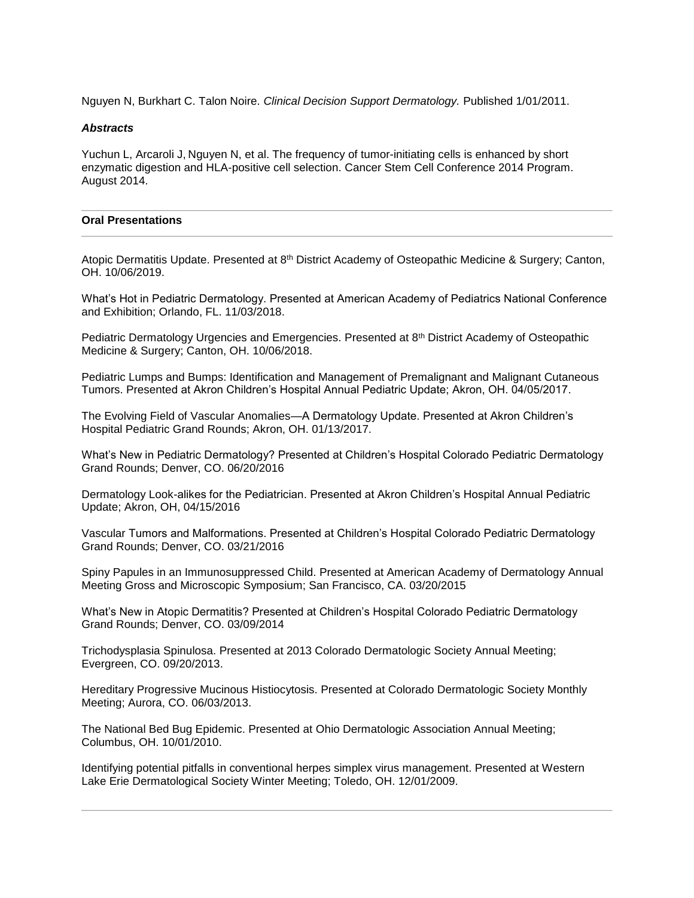Nguyen N, Burkhart C. Talon Noire. *Clinical Decision Support Dermatology.* Published 1/01/2011.

***Abstracts***

Yuchun L, Arcaroli J, Nguyen N, et al. The frequency of tumor-initiating cells is enhanced by short enzymatic digestion and HLA-positive cell selection. Cancer Stem Cell Conference 2014 Program. August 2014.

---

**Oral Presentations**

---

Atopic Dermatitis Update. Presented at 8th District Academy of Osteopathic Medicine & Surgery; Canton, OH. 10/06/2019.

What's Hot in Pediatric Dermatology. Presented at American Academy of Pediatrics National Conference and Exhibition; Orlando, FL. 11/03/2018.

Pediatric Dermatology Urgencies and Emergencies. Presented at 8th District Academy of Osteopathic Medicine & Surgery; Canton, OH. 10/06/2018.

Pediatric Lumps and Bumps: Identification and Management of Premalignant and Malignant Cutaneous Tumors. Presented at Akron Children's Hospital Annual Pediatric Update; Akron, OH. 04/05/2017.

The Evolving Field of Vascular Anomalies—A Dermatology Update. Presented at Akron Children's Hospital Pediatric Grand Rounds; Akron, OH. 01/13/2017.

What's New in Pediatric Dermatology? Presented at Children's Hospital Colorado Pediatric Dermatology Grand Rounds; Denver, CO. 06/20/2016

Dermatology Look-alikes for the Pediatrician. Presented at Akron Children's Hospital Annual Pediatric Update; Akron, OH, 04/15/2016

Vascular Tumors and Malformations. Presented at Children's Hospital Colorado Pediatric Dermatology Grand Rounds; Denver, CO. 03/21/2016

Spiny Papules in an Immunosuppressed Child. Presented at American Academy of Dermatology Annual Meeting Gross and Microscopic Symposium; San Francisco, CA. 03/20/2015

What's New in Atopic Dermatitis? Presented at Children's Hospital Colorado Pediatric Dermatology Grand Rounds; Denver, CO. 03/09/2014

Trichodysplasia Spinulosa. Presented at 2013 Colorado Dermatologic Society Annual Meeting; Evergreen, CO. 09/20/2013.

Hereditary Progressive Mucinous Histiocytosis. Presented at Colorado Dermatologic Society Monthly Meeting; Aurora, CO. 06/03/2013.

The National Bed Bug Epidemic. Presented at Ohio Dermatologic Association Annual Meeting; Columbus, OH. 10/01/2010.

Identifying potential pitfalls in conventional herpes simplex virus management. Presented at Western Lake Erie Dermatological Society Winter Meeting; Toledo, OH. 12/01/2009.

---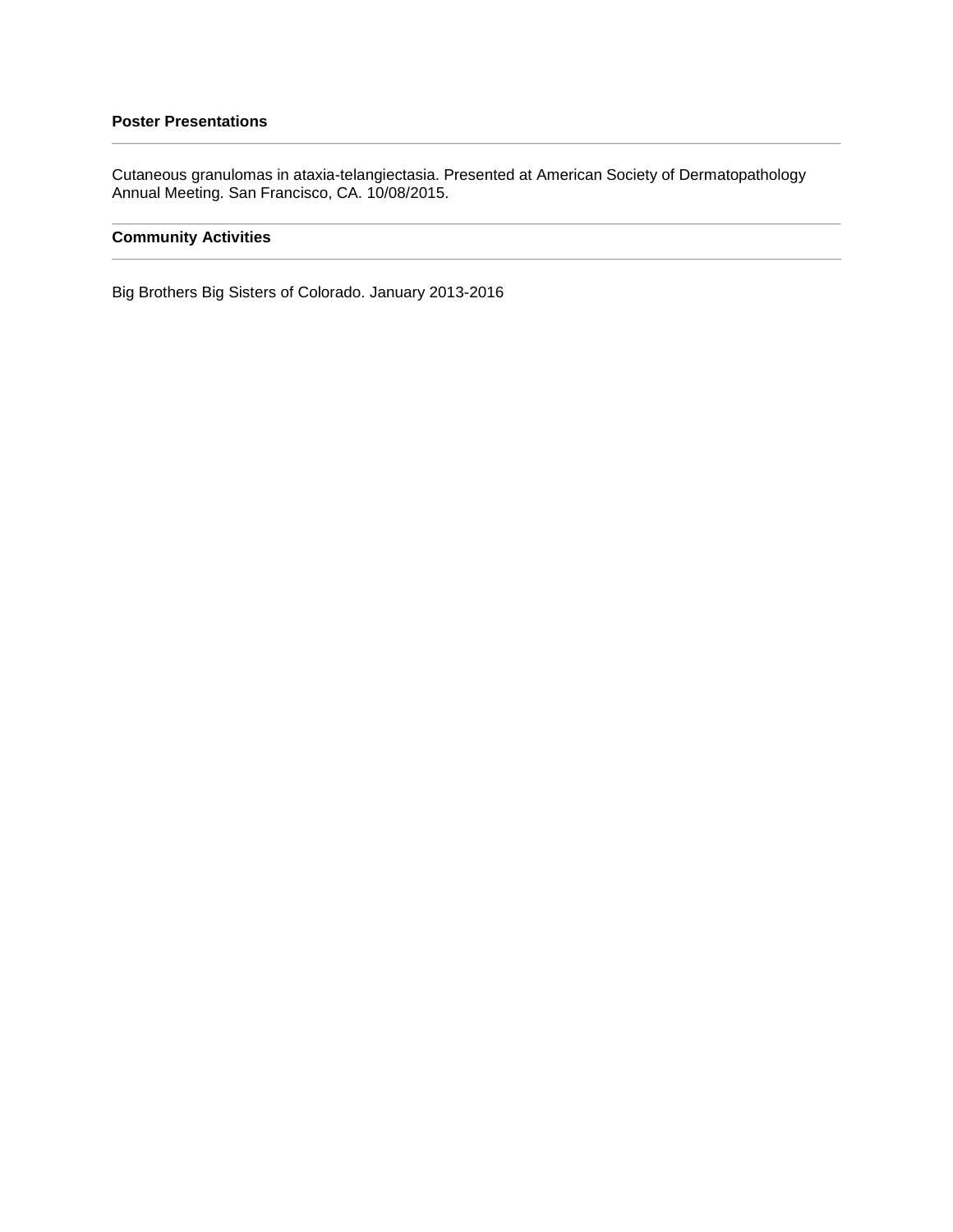## Poster Presentations

Cutaneous granulomas in ataxia-telangiectasia. Presented at American Society of Dermatopathology Annual Meeting. San Francisco, CA. 10/08/2015.

## Community Activities

Big Brothers Big Sisters of Colorado. January 2013-2016